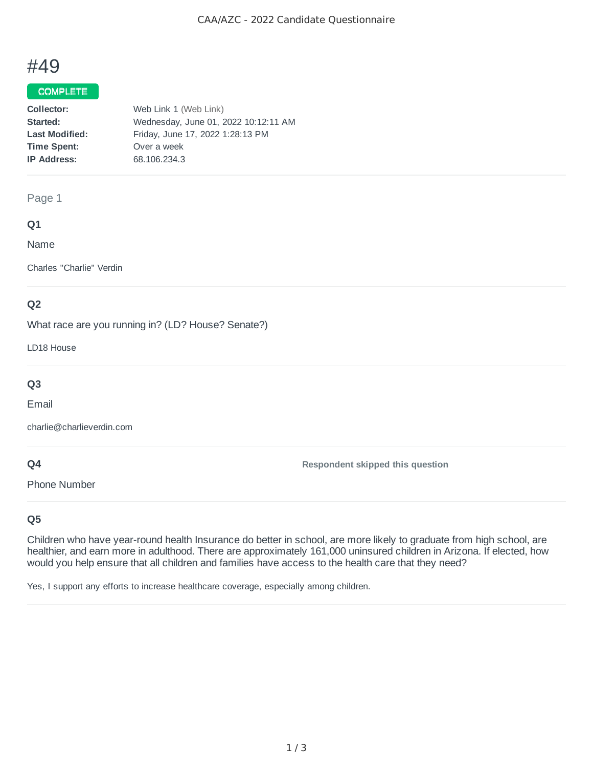# #49

**COMPLETE**

**Collector:** Web Link 1 (Web Link)
**Started:** Wednesday, June 01, 2022 10:12:11 AM
**Last Modified:** Friday, June 17, 2022 1:28:13 PM
**Time Spent:** Over a week
**IP Address:** 68.106.234.3

---

Page 1

### Q1

Name

Charles "Charlie" Verdin

---

### Q2

What race are you running in? (LD? House? Senate?)

LD18 House

---

### Q3

Email

charlie@charlieverdin.com

---

### Q4

Phone Number

**Respondent skipped this question**

---

### Q5

Children who have year-round health Insurance do better in school, are more likely to graduate from high school, are healthier, and earn more in adulthood. There are approximately 161,000 uninsured children in Arizona. If elected, how would you help ensure that all children and families have access to the health care that they need?

Yes, I support any efforts to increase healthcare coverage, especially among children.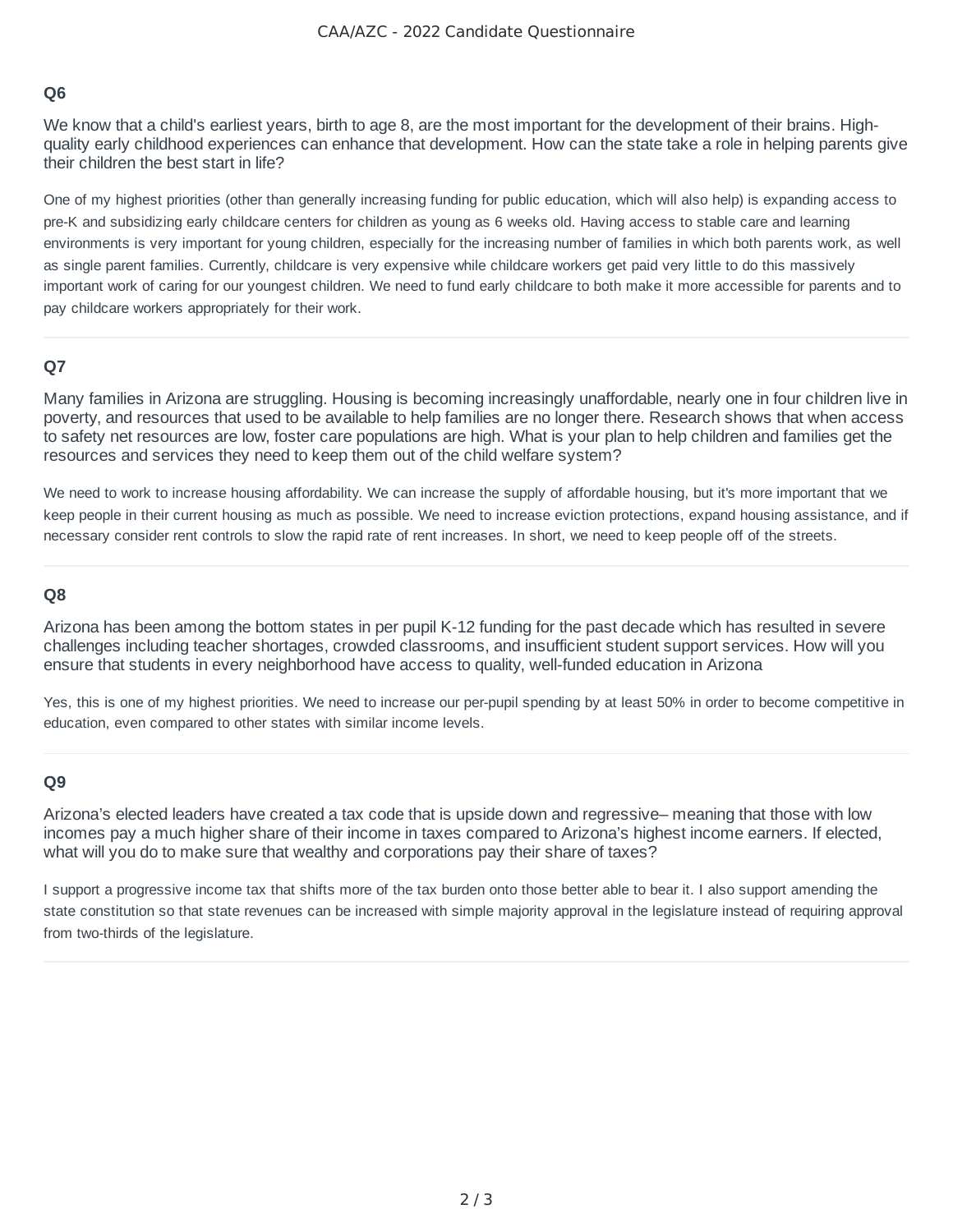## Q6

We know that a child's earliest years, birth to age 8, are the most important for the development of their brains. High-quality early childhood experiences can enhance that development. How can the state take a role in helping parents give their children the best start in life?

One of my highest priorities (other than generally increasing funding for public education, which will also help) is expanding access to pre-K and subsidizing early childcare centers for children as young as 6 weeks old. Having access to stable care and learning environments is very important for young children, especially for the increasing number of families in which both parents work, as well as single parent families. Currently, childcare is very expensive while childcare workers get paid very little to do this massively important work of caring for our youngest children. We need to fund early childcare to both make it more accessible for parents and to pay childcare workers appropriately for their work.

---

## Q7

Many families in Arizona are struggling. Housing is becoming increasingly unaffordable, nearly one in four children live in poverty, and resources that used to be available to help families are no longer there. Research shows that when access to safety net resources are low, foster care populations are high. What is your plan to help children and families get the resources and services they need to keep them out of the child welfare system?

We need to work to increase housing affordability. We can increase the supply of affordable housing, but it's more important that we keep people in their current housing as much as possible. We need to increase eviction protections, expand housing assistance, and if necessary consider rent controls to slow the rapid rate of rent increases. In short, we need to keep people off of the streets.

---

## Q8

Arizona has been among the bottom states in per pupil K-12 funding for the past decade which has resulted in severe challenges including teacher shortages, crowded classrooms, and insufficient student support services. How will you ensure that students in every neighborhood have access to quality, well-funded education in Arizona

Yes, this is one of my highest priorities. We need to increase our per-pupil spending by at least 50% in order to become competitive in education, even compared to other states with similar income levels.

---

## Q9

Arizona's elected leaders have created a tax code that is upside down and regressive– meaning that those with low incomes pay a much higher share of their income in taxes compared to Arizona's highest income earners. If elected, what will you do to make sure that wealthy and corporations pay their share of taxes?

I support a progressive income tax that shifts more of the tax burden onto those better able to bear it. I also support amending the state constitution so that state revenues can be increased with simple majority approval in the legislature instead of requiring approval from two-thirds of the legislature.

---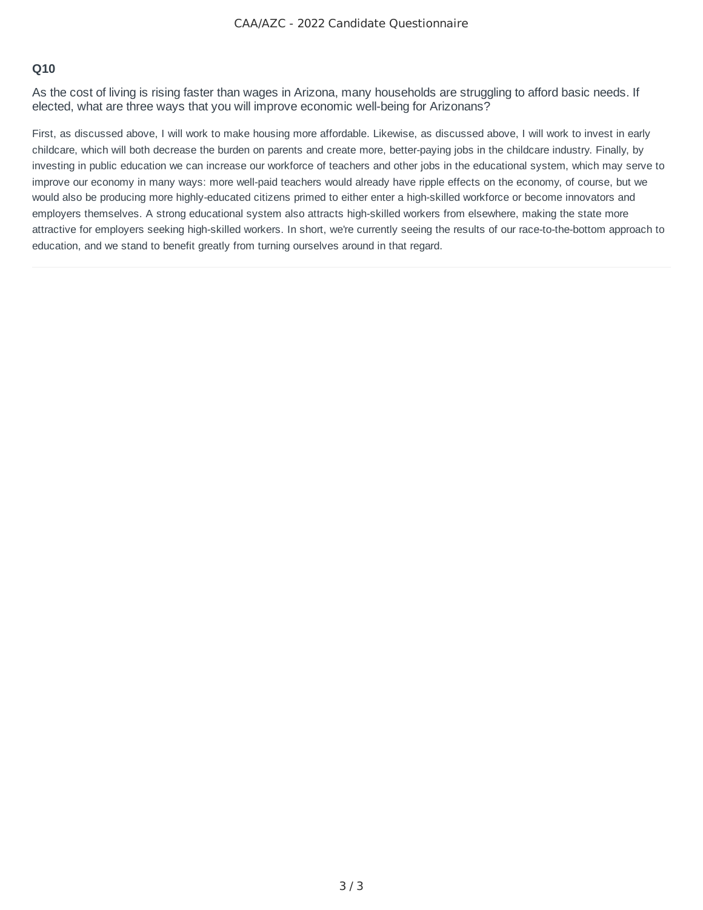**Q10**

As the cost of living is rising faster than wages in Arizona, many households are struggling to afford basic needs. If elected, what are three ways that you will improve economic well-being for Arizonans?

First, as discussed above, I will work to make housing more affordable. Likewise, as discussed above, I will work to invest in early childcare, which will both decrease the burden on parents and create more, better-paying jobs in the childcare industry. Finally, by investing in public education we can increase our workforce of teachers and other jobs in the educational system, which may serve to improve our economy in many ways: more well-paid teachers would already have ripple effects on the economy, of course, but we would also be producing more highly-educated citizens primed to either enter a high-skilled workforce or become innovators and employers themselves. A strong educational system also attracts high-skilled workers from elsewhere, making the state more attractive for employers seeking high-skilled workers. In short, we're currently seeing the results of our race-to-the-bottom approach to education, and we stand to benefit greatly from turning ourselves around in that regard.